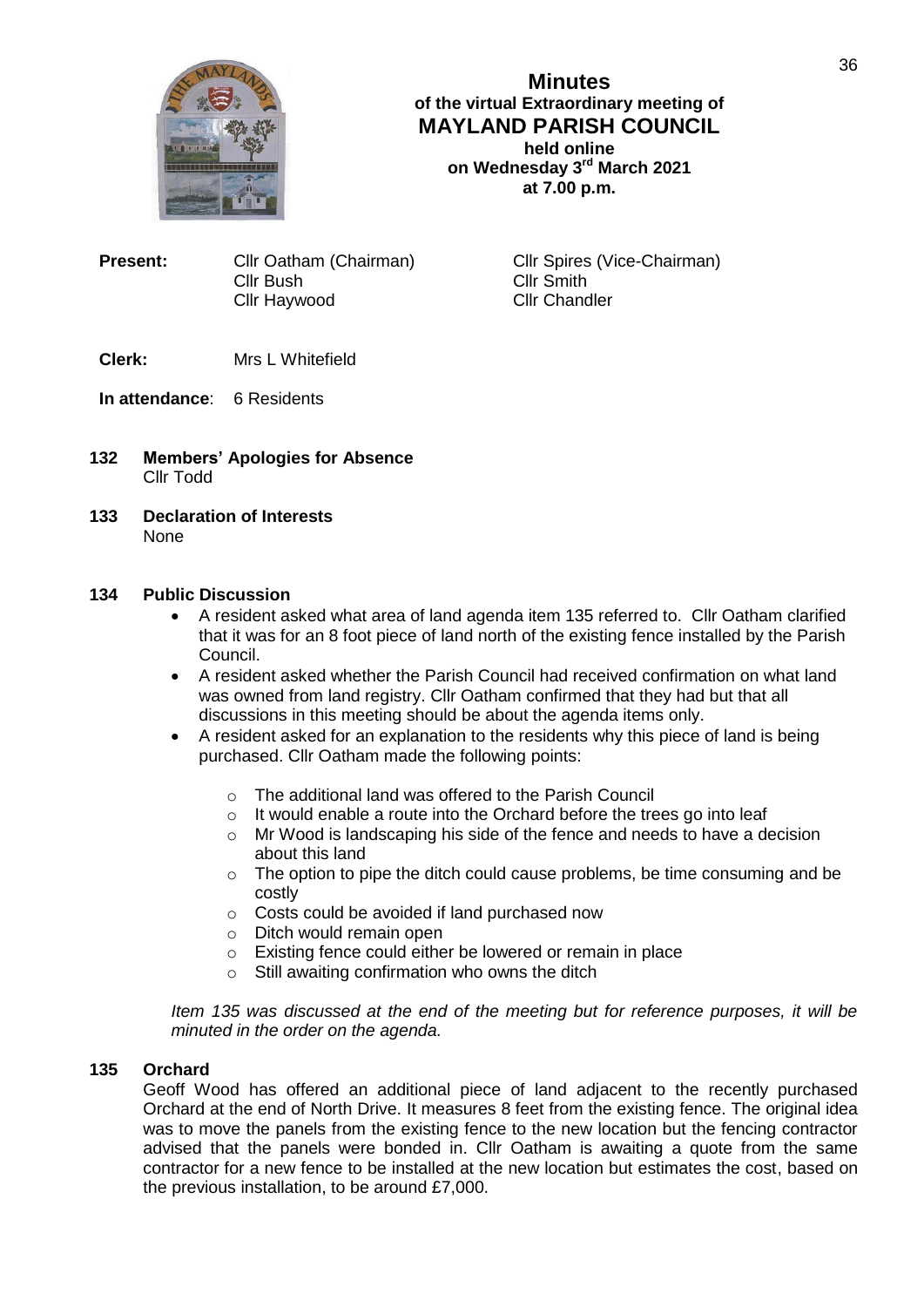# Minutes

**of the virtual Extraordinary meeting of**
**MAYLAND PARISH COUNCIL**
**held online**
**on Wednesday 3rd March 2021**
**at 7.00 p.m.**

**Present:** Cllr Oatham (Chairman), Cllr Spires (Vice-Chairman), Cllr Bush, Cllr Smith, Cllr Haywood, Cllr Chandler

**Clerk:** Mrs L Whitefield

**In attendance**: 6 Residents

**132 Members' Apologies for Absence**

Cllr Todd

**133 Declaration of Interests**

None

**134 Public Discussion**

- A resident asked what area of land agenda item 135 referred to. Cllr Oatham clarified that it was for an 8 foot piece of land north of the existing fence installed by the Parish Council.
- A resident asked whether the Parish Council had received confirmation on what land was owned from land registry. Cllr Oatham confirmed that they had but that all discussions in this meeting should be about the agenda items only.
- A resident asked for an explanation to the residents why this piece of land is being purchased. Cllr Oatham made the following points:
  - The additional land was offered to the Parish Council
  - It would enable a route into the Orchard before the trees go into leaf
  - Mr Wood is landscaping his side of the fence and needs to have a decision about this land
  - The option to pipe the ditch could cause problems, be time consuming and be costly
  - Costs could be avoided if land purchased now
  - Ditch would remain open
  - Existing fence could either be lowered or remain in place
  - Still awaiting confirmation who owns the ditch

*Item 135 was discussed at the end of the meeting but for reference purposes, it will be minuted in the order on the agenda.*

**135 Orchard**

Geoff Wood has offered an additional piece of land adjacent to the recently purchased Orchard at the end of North Drive. It measures 8 feet from the existing fence. The original idea was to move the panels from the existing fence to the new location but the fencing contractor advised that the panels were bonded in. Cllr Oatham is awaiting a quote from the same contractor for a new fence to be installed at the new location but estimates the cost, based on the previous installation, to be around £7,000.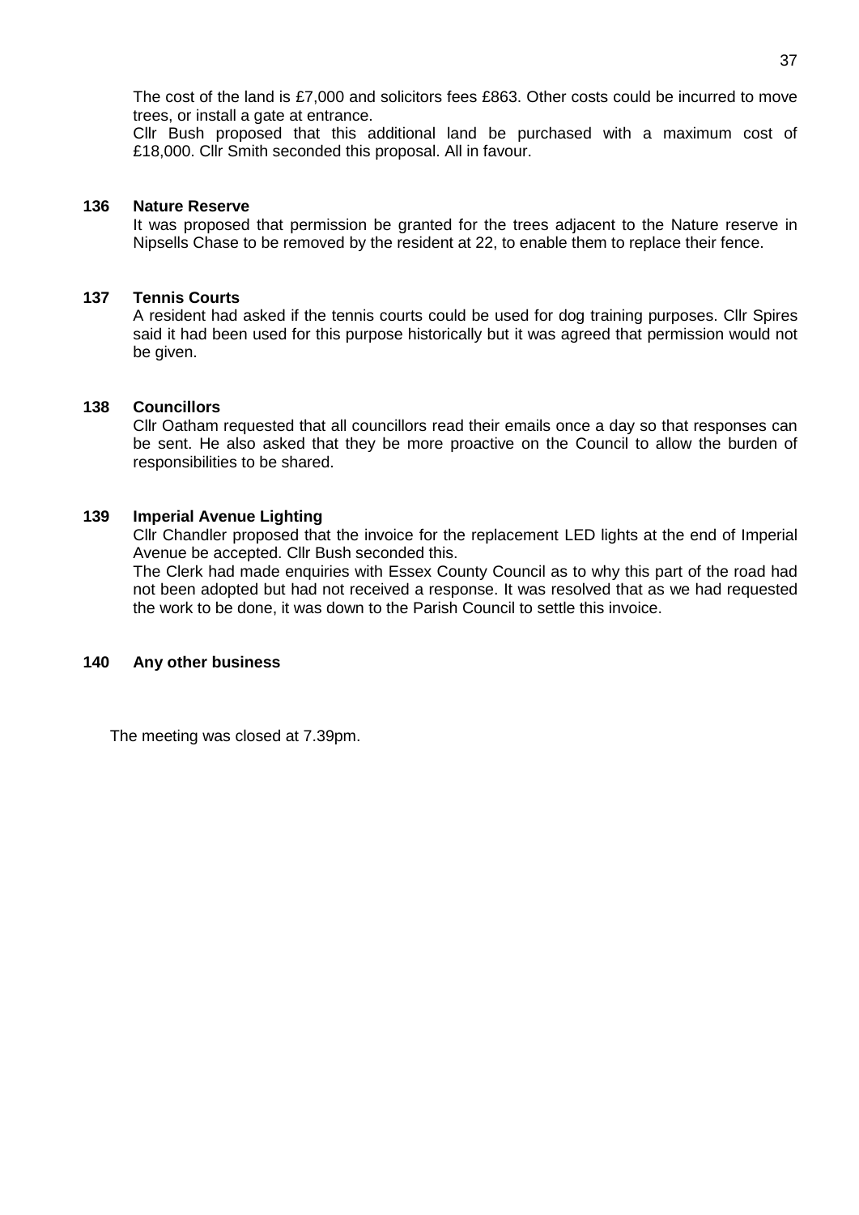The cost of the land is £7,000 and solicitors fees £863. Other costs could be incurred to move trees, or install a gate at entrance.
Cllr Bush proposed that this additional land be purchased with a maximum cost of £18,000. Cllr Smith seconded this proposal. All in favour.

**136 Nature Reserve**

It was proposed that permission be granted for the trees adjacent to the Nature reserve in Nipsells Chase to be removed by the resident at 22, to enable them to replace their fence.

**137 Tennis Courts**

A resident had asked if the tennis courts could be used for dog training purposes. Cllr Spires said it had been used for this purpose historically but it was agreed that permission would not be given.

**138 Councillors**

Cllr Oatham requested that all councillors read their emails once a day so that responses can be sent. He also asked that they be more proactive on the Council to allow the burden of responsibilities to be shared.

**139 Imperial Avenue Lighting**

Cllr Chandler proposed that the invoice for the replacement LED lights at the end of Imperial Avenue be accepted. Cllr Bush seconded this.
The Clerk had made enquiries with Essex County Council as to why this part of the road had not been adopted but had not received a response. It was resolved that as we had requested the work to be done, it was down to the Parish Council to settle this invoice.

**140 Any other business**

The meeting was closed at 7.39pm.